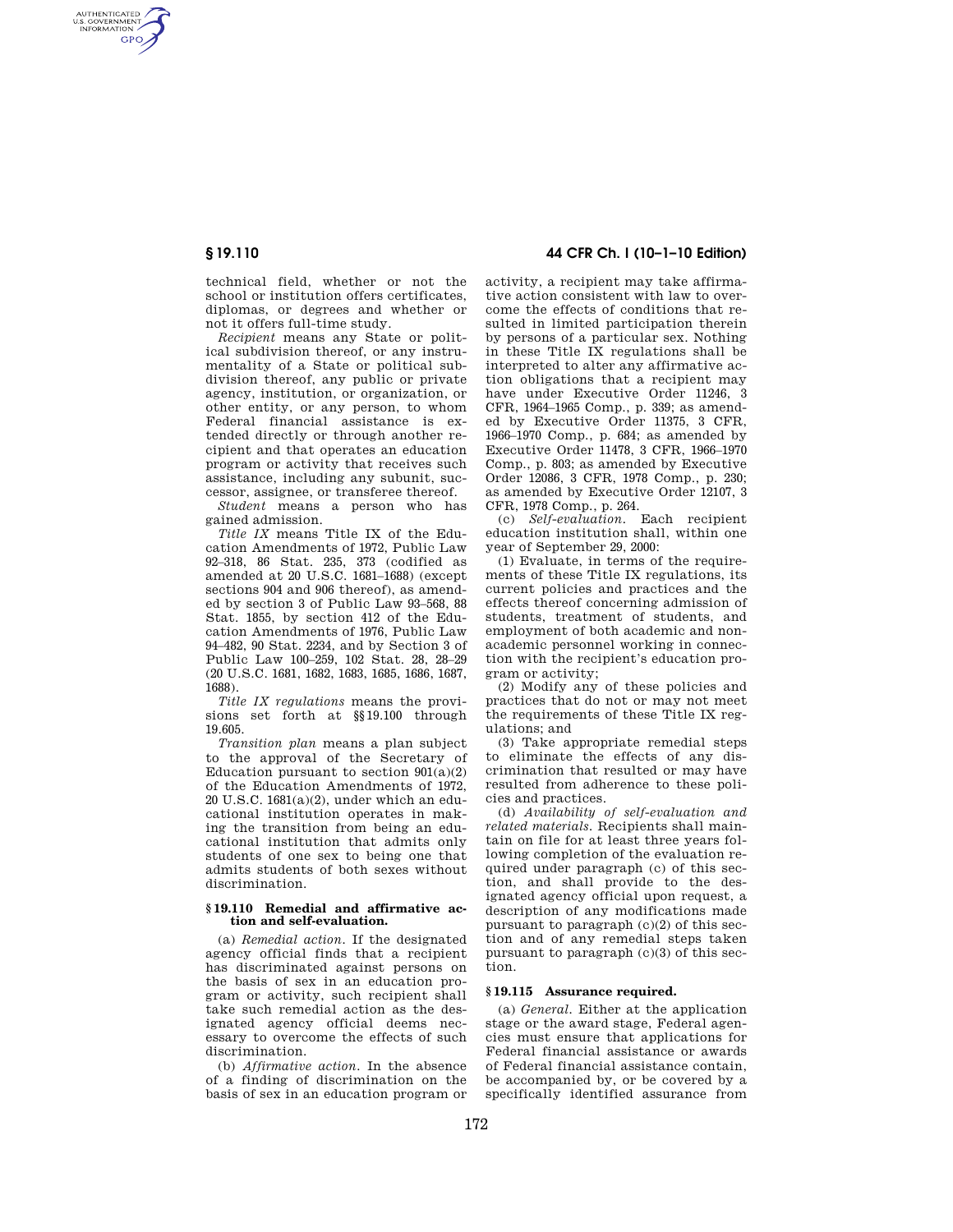technical field, whether or not the school or institution offers certificates, diplomas, or degrees and whether or not it offers full-time study.

*Recipient* means any State or political subdivision thereof, or any instrumentality of a State or political subdivision thereof, any public or private agency, institution, or organization, or other entity, or any person, to whom Federal financial assistance is extended directly or through another recipient and that operates an education program or activity that receives such assistance, including any subunit, successor, assignee, or transferee thereof.

*Student* means a person who has gained admission.

*Title IX* means Title IX of the Education Amendments of 1972, Public Law 92–318, 86 Stat. 235, 373 (codified as amended at 20 U.S.C. 1681–1688) (except sections 904 and 906 thereof), as amended by section 3 of Public Law 93–568, 88 Stat. 1855, by section 412 of the Education Amendments of 1976, Public Law 94–482, 90 Stat. 2234, and by Section 3 of Public Law 100–259, 102 Stat. 28, 28–29 (20 U.S.C. 1681, 1682, 1683, 1685, 1686, 1687, 1688).

*Title IX regulations* means the provisions set forth at §§19.100 through 19.605.

*Transition plan* means a plan subject to the approval of the Secretary of Education pursuant to section 901(a)(2) of the Education Amendments of 1972, 20 U.S.C. 1681(a)(2), under which an educational institution operates in making the transition from being an educational institution that admits only students of one sex to being one that admits students of both sexes without discrimination.

### § 19.110 Remedial and affirmative action and self-evaluation.

(a) *Remedial action.* If the designated agency official finds that a recipient has discriminated against persons on the basis of sex in an education program or activity, such recipient shall take such remedial action as the designated agency official deems necessary to overcome the effects of such discrimination.

(b) *Affirmative action.* In the absence of a finding of discrimination on the basis of sex in an education program or activity, a recipient may take affirmative action consistent with law to overcome the effects of conditions that resulted in limited participation therein by persons of a particular sex. Nothing in these Title IX regulations shall be interpreted to alter any affirmative action obligations that a recipient may have under Executive Order 11246, 3 CFR, 1964–1965 Comp., p. 339; as amended by Executive Order 11375, 3 CFR, 1966–1970 Comp., p. 684; as amended by Executive Order 11478, 3 CFR, 1966–1970 Comp., p. 803; as amended by Executive Order 12086, 3 CFR, 1978 Comp., p. 230; as amended by Executive Order 12107, 3 CFR, 1978 Comp., p. 264.

(c) *Self-evaluation.* Each recipient education institution shall, within one year of September 29, 2000:

(1) Evaluate, in terms of the requirements of these Title IX regulations, its current policies and practices and the effects thereof concerning admission of students, treatment of students, and employment of both academic and non-academic personnel working in connection with the recipient's education program or activity;

(2) Modify any of these policies and practices that do not or may not meet the requirements of these Title IX regulations; and

(3) Take appropriate remedial steps to eliminate the effects of any discrimination that resulted or may have resulted from adherence to these policies and practices.

(d) *Availability of self-evaluation and related materials.* Recipients shall maintain on file for at least three years following completion of the evaluation required under paragraph (c) of this section, and shall provide to the designated agency official upon request, a description of any modifications made pursuant to paragraph (c)(2) of this section and of any remedial steps taken pursuant to paragraph (c)(3) of this section.

### § 19.115 Assurance required.

(a) *General.* Either at the application stage or the award stage, Federal agencies must ensure that applications for Federal financial assistance or awards of Federal financial assistance contain, be accompanied by, or be covered by a specifically identified assurance from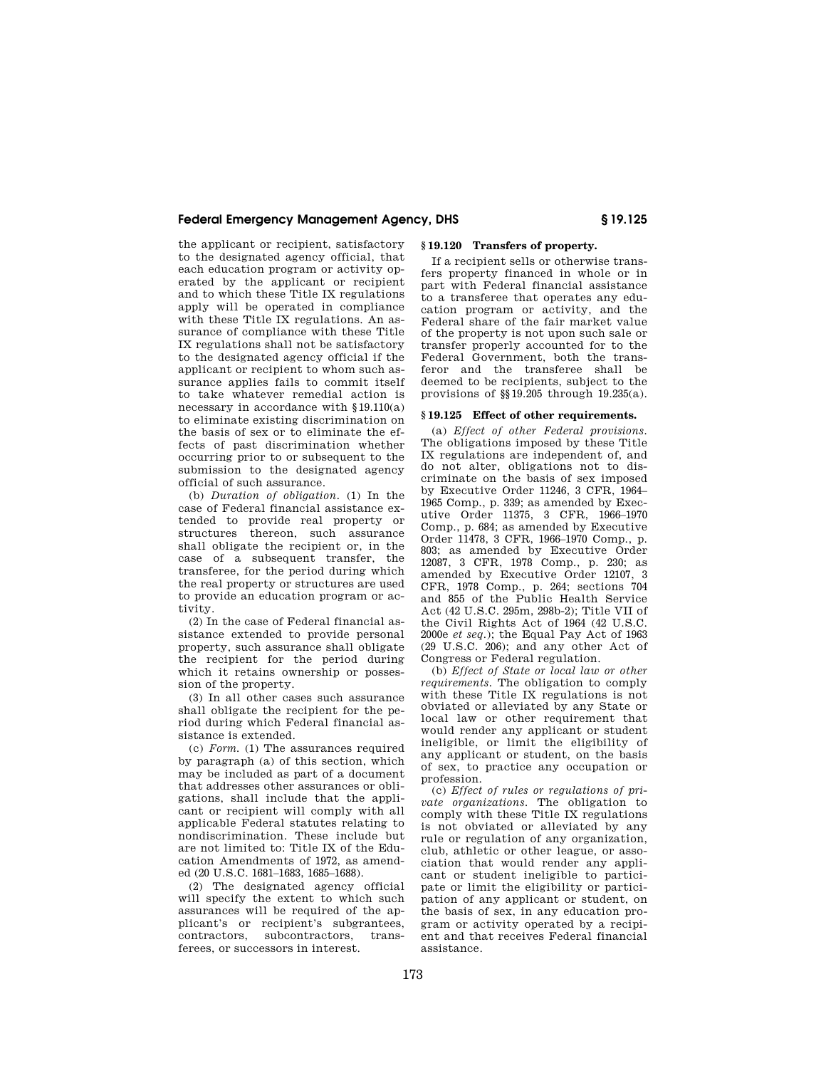the applicant or recipient, satisfactory to the designated agency official, that each education program or activity operated by the applicant or recipient and to which these Title IX regulations apply will be operated in compliance with these Title IX regulations. An assurance of compliance with these Title IX regulations shall not be satisfactory to the designated agency official if the applicant or recipient to whom such assurance applies fails to commit itself to take whatever remedial action is necessary in accordance with §19.110(a) to eliminate existing discrimination on the basis of sex or to eliminate the effects of past discrimination whether occurring prior to or subsequent to the submission to the designated agency official of such assurance.

(b) *Duration of obligation.* (1) In the case of Federal financial assistance extended to provide real property or structures thereon, such assurance shall obligate the recipient or, in the case of a subsequent transfer, the transferee, for the period during which the real property or structures are used to provide an education program or activity.

(2) In the case of Federal financial assistance extended to provide personal property, such assurance shall obligate the recipient for the period during which it retains ownership or possession of the property.

(3) In all other cases such assurance shall obligate the recipient for the period during which Federal financial assistance is extended.

(c) *Form.* (1) The assurances required by paragraph (a) of this section, which may be included as part of a document that addresses other assurances or obligations, shall include that the applicant or recipient will comply with all applicable Federal statutes relating to nondiscrimination. These include but are not limited to: Title IX of the Education Amendments of 1972, as amended (20 U.S.C. 1681–1683, 1685–1688).

(2) The designated agency official will specify the extent to which such assurances will be required of the applicant's or recipient's subgrantees, contractors, subcontractors, transferees, or successors in interest.

### § 19.120 Transfers of property.

If a recipient sells or otherwise transfers property financed in whole or in part with Federal financial assistance to a transferee that operates any education program or activity, and the Federal share of the fair market value of the property is not upon such sale or transfer properly accounted for to the Federal Government, both the transferor and the transferee shall be deemed to be recipients, subject to the provisions of §§19.205 through 19.235(a).

### § 19.125 Effect of other requirements.

(a) *Effect of other Federal provisions.* The obligations imposed by these Title IX regulations are independent of, and do not alter, obligations not to discriminate on the basis of sex imposed by Executive Order 11246, 3 CFR, 1964–1965 Comp., p. 339; as amended by Executive Order 11375, 3 CFR, 1966–1970 Comp., p. 684; as amended by Executive Order 11478, 3 CFR, 1966–1970 Comp., p. 803; as amended by Executive Order 12087, 3 CFR, 1978 Comp., p. 230; as amended by Executive Order 12107, 3 CFR, 1978 Comp., p. 264; sections 704 and 855 of the Public Health Service Act (42 U.S.C. 295m, 298b-2); Title VII of the Civil Rights Act of 1964 (42 U.S.C. 2000e *et seq.*); the Equal Pay Act of 1963 (29 U.S.C. 206); and any other Act of Congress or Federal regulation.

(b) *Effect of State or local law or other requirements.* The obligation to comply with these Title IX regulations is not obviated or alleviated by any State or local law or other requirement that would render any applicant or student ineligible, or limit the eligibility of any applicant or student, on the basis of sex, to practice any occupation or profession.

(c) *Effect of rules or regulations of private organizations.* The obligation to comply with these Title IX regulations is not obviated or alleviated by any rule or regulation of any organization, club, athletic or other league, or association that would render any applicant or student ineligible to participate or limit the eligibility or participation of any applicant or student, on the basis of sex, in any education program or activity operated by a recipient and that receives Federal financial assistance.